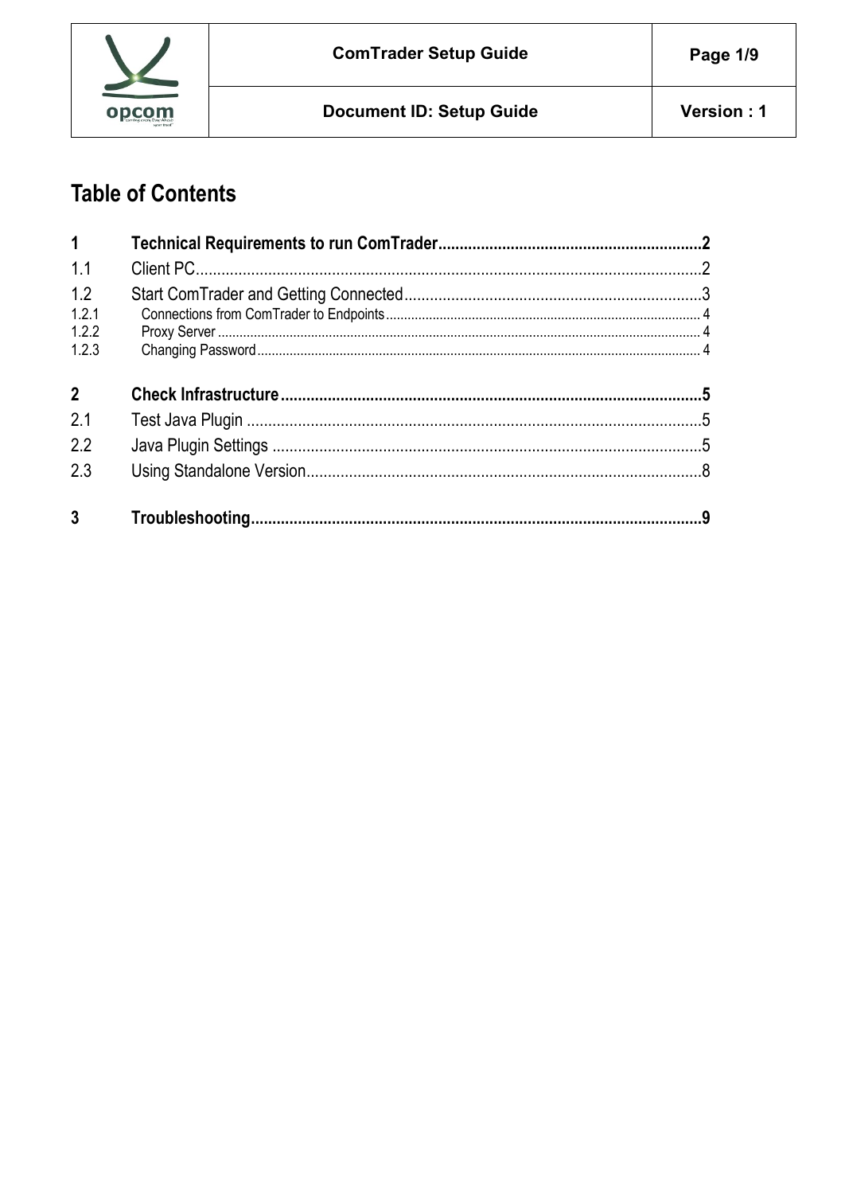# Table of Contents

1 Technical Requirements to run ComTrader .......... 2
1.1 Client PC .......... 2
1.2 Start ComTrader and Getting Connected .......... 3
1.2.1 Connections from ComTrader to Endpoints .......... 4
1.2.2 Proxy Server .......... 4
1.2.3 Changing Password .......... 4

2 Check Infrastructure .......... 5
2.1 Test Java Plugin .......... 5
2.2 Java Plugin Settings .......... 5
2.3 Using Standalone Version .......... 8

3 Troubleshooting .......... 9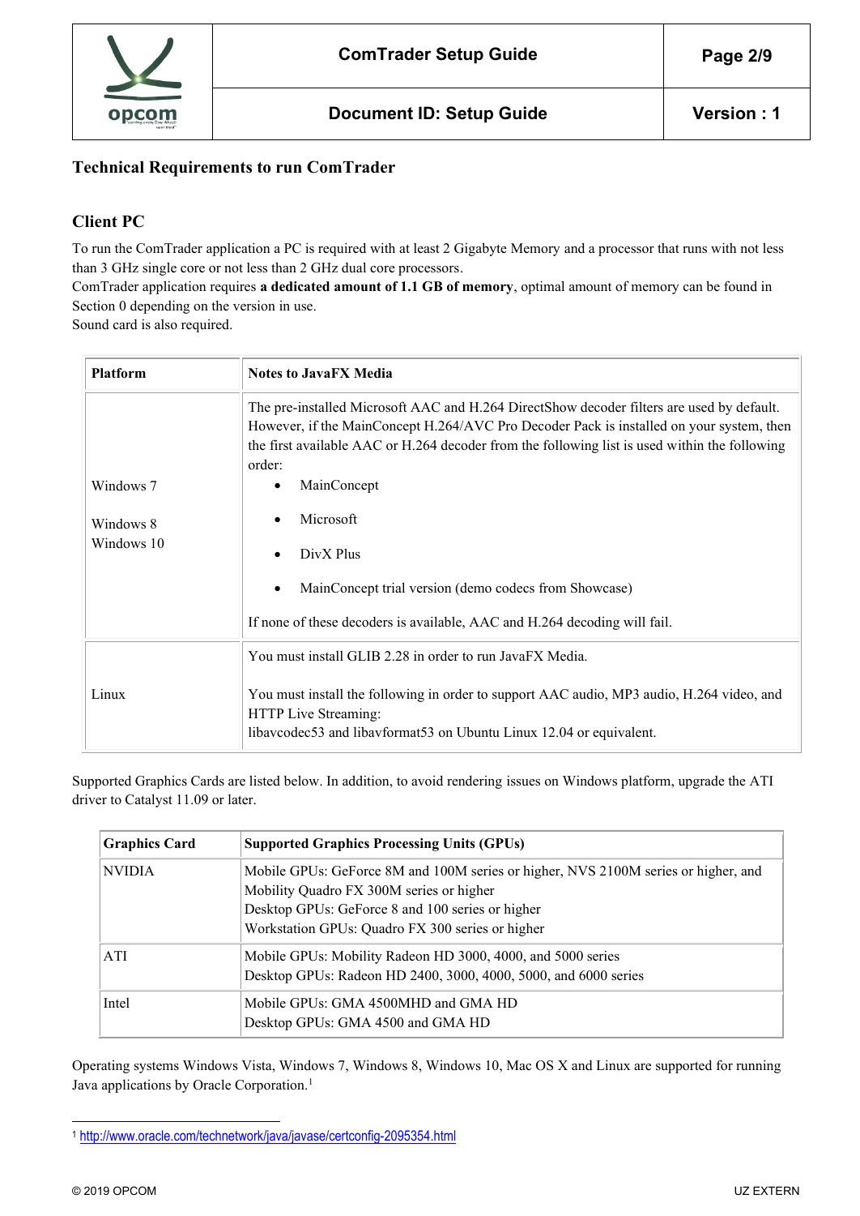## Technical Requirements to run ComTrader

### Client PC

To run the ComTrader application a PC is required with at least 2 Gigabyte Memory and a processor that runs with not less than 3 GHz single core or not less than 2 GHz dual core processors.
ComTrader application requires **a dedicated amount of 1.1 GB of memory**, optimal amount of memory can be found in Section 0 depending on the version in use.
Sound card is also required.

| Platform | Notes to JavaFX Media |
|---|---|
| Windows 7<br><br>Windows 8<br>Windows 10 | The pre-installed Microsoft AAC and H.264 DirectShow decoder filters are used by default. However, if the MainConcept H.264/AVC Pro Decoder Pack is installed on your system, then the first available AAC or H.264 decoder from the following list is used within the following order:<br>• MainConcept<br>• Microsoft<br>• DivX Plus<br>• MainConcept trial version (demo codecs from Showcase)<br><br>If none of these decoders is available, AAC and H.264 decoding will fail. |
| Linux | You must install GLIB 2.28 in order to run JavaFX Media.<br><br>You must install the following in order to support AAC audio, MP3 audio, H.264 video, and HTTP Live Streaming:<br>libavcodec53 and libavformat53 on Ubuntu Linux 12.04 or equivalent. |

Supported Graphics Cards are listed below. In addition, to avoid rendering issues on Windows platform, upgrade the ATI driver to Catalyst 11.09 or later.

| Graphics Card | Supported Graphics Processing Units (GPUs) |
|---|---|
| NVIDIA | Mobile GPUs: GeForce 8M and 100M series or higher, NVS 2100M series or higher, and Mobility Quadro FX 300M series or higher<br>Desktop GPUs: GeForce 8 and 100 series or higher<br>Workstation GPUs: Quadro FX 300 series or higher |
| ATI | Mobile GPUs: Mobility Radeon HD 3000, 4000, and 5000 series<br>Desktop GPUs: Radeon HD 2400, 3000, 4000, 5000, and 6000 series |
| Intel | Mobile GPUs: GMA 4500MHD and GMA HD<br>Desktop GPUs: GMA 4500 and GMA HD |

Operating systems Windows Vista, Windows 7, Windows 8, Windows 10, Mac OS X and Linux are supported for running Java applications by Oracle Corporation.[1]

[1] http://www.oracle.com/technetwork/java/javase/certconfig-2095354.html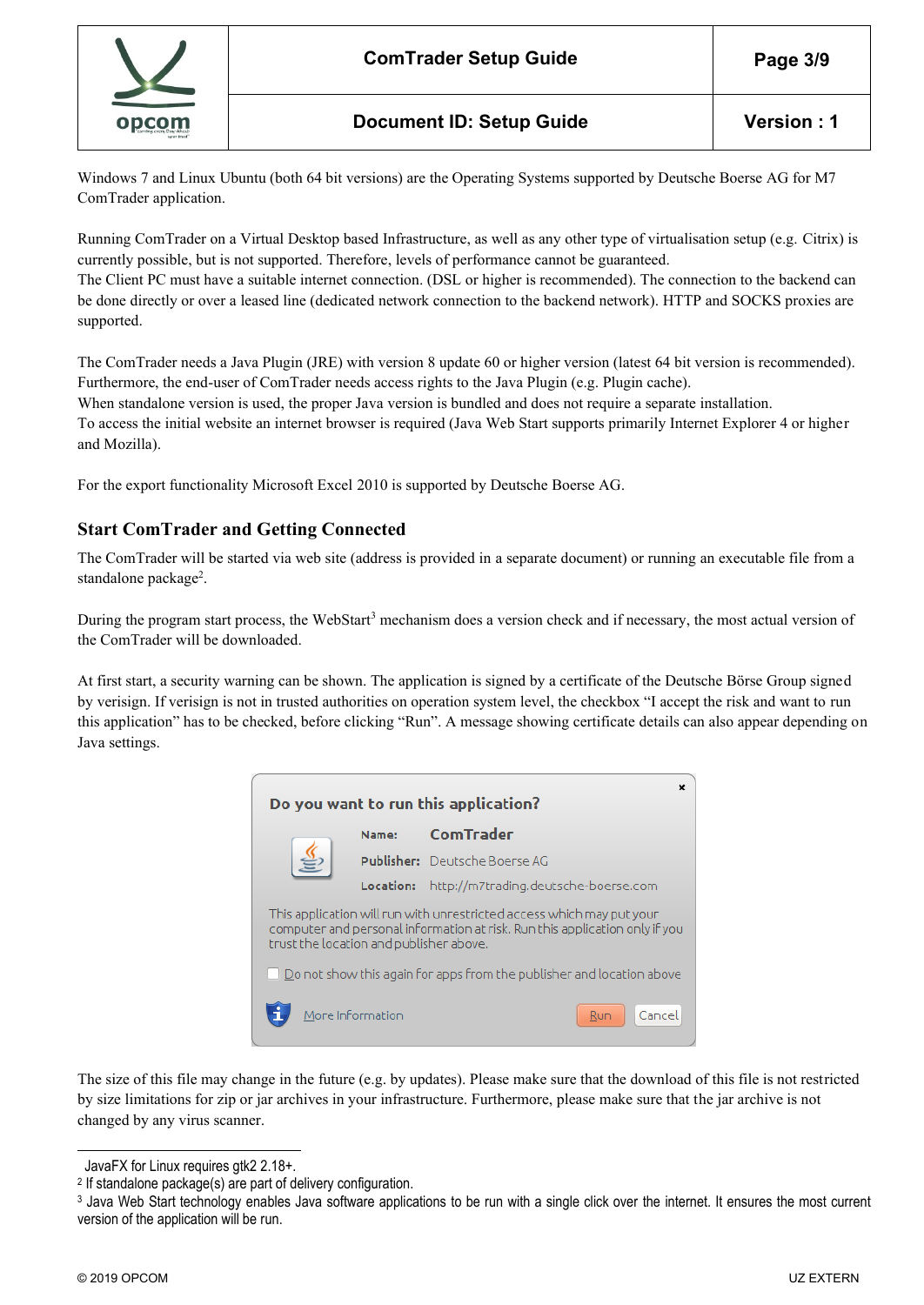Windows 7 and Linux Ubuntu (both 64 bit versions) are the Operating Systems supported by Deutsche Boerse AG for M7 ComTrader application.

Running ComTrader on a Virtual Desktop based Infrastructure, as well as any other type of virtualisation setup (e.g. Citrix) is currently possible, but is not supported. Therefore, levels of performance cannot be guaranteed.
The Client PC must have a suitable internet connection. (DSL or higher is recommended). The connection to the backend can be done directly or over a leased line (dedicated network connection to the backend network). HTTP and SOCKS proxies are supported.

The ComTrader needs a Java Plugin (JRE) with version 8 update 60 or higher version (latest 64 bit version is recommended). Furthermore, the end-user of ComTrader needs access rights to the Java Plugin (e.g. Plugin cache).
When standalone version is used, the proper Java version is bundled and does not require a separate installation.
To access the initial website an internet browser is required (Java Web Start supports primarily Internet Explorer 4 or higher and Mozilla).

For the export functionality Microsoft Excel 2010 is supported by Deutsche Boerse AG.

## Start ComTrader and Getting Connected

The ComTrader will be started via web site (address is provided in a separate document) or running an executable file from a standalone package[2].

During the program start process, the WebStart[3] mechanism does a version check and if necessary, the most actual version of the ComTrader will be downloaded.

At first start, a security warning can be shown. The application is signed by a certificate of the Deutsche Börse Group signed by verisign. If verisign is not in trusted authorities on operation system level, the checkbox "I accept the risk and want to run this application" has to be checked, before clicking "Run". A message showing certificate details can also appear depending on Java settings.

**Do you want to run this application?**

Name: ComTrader
Publisher: Deutsche Boerse AG
Location: http://m7trading.deutsche-boerse.com

This application will run with unrestricted access which may put your computer and personal information at risk. Run this application only if you trust the location and publisher above.

☐ Do not show this again for apps from the publisher and location above

More Information | Run | Cancel

The size of this file may change in the future (e.g. by updates). Please make sure that the download of this file is not restricted by size limitations for zip or jar archives in your infrastructure. Furthermore, please make sure that the jar archive is not changed by any virus scanner.

---

JavaFX for Linux requires gtk2 2.18+.

[2] If standalone package(s) are part of delivery configuration.

[3] Java Web Start technology enables Java software applications to be run with a single click over the internet. It ensures the most current version of the application will be run.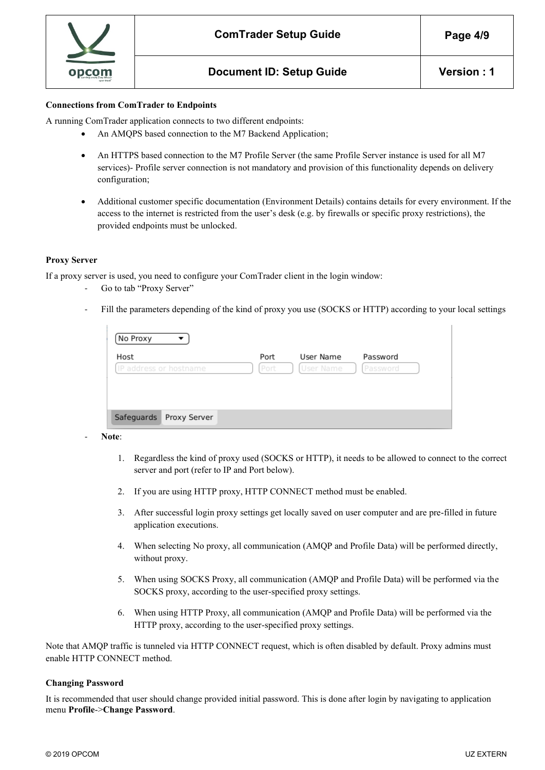**Connections from ComTrader to Endpoints**

A running ComTrader application connects to two different endpoints:

- An AMQPS based connection to the M7 Backend Application;
- An HTTPS based connection to the M7 Profile Server (the same Profile Server instance is used for all M7 services)- Profile server connection is not mandatory and provision of this functionality depends on delivery configuration;
- Additional customer specific documentation (Environment Details) contains details for every environment. If the access to the internet is restricted from the user's desk (e.g. by firewalls or specific proxy restrictions), the provided endpoints must be unlocked.

**Proxy Server**

If a proxy server is used, you need to configure your ComTrader client in the login window:

- Go to tab "Proxy Server"
- Fill the parameters depending of the kind of proxy you use (SOCKS or HTTP) according to your local settings

- **Note**:
  1. Regardless the kind of proxy used (SOCKS or HTTP), it needs to be allowed to connect to the correct server and port (refer to IP and Port below).
  2. If you are using HTTP proxy, HTTP CONNECT method must be enabled.
  3. After successful login proxy settings get locally saved on user computer and are pre-filled in future application executions.
  4. When selecting No proxy, all communication (AMQP and Profile Data) will be performed directly, without proxy.
  5. When using SOCKS Proxy, all communication (AMQP and Profile Data) will be performed via the SOCKS proxy, according to the user-specified proxy settings.
  6. When using HTTP Proxy, all communication (AMQP and Profile Data) will be performed via the HTTP proxy, according to the user-specified proxy settings.

Note that AMQP traffic is tunneled via HTTP CONNECT request, which is often disabled by default. Proxy admins must enable HTTP CONNECT method.

**Changing Password**

It is recommended that user should change provided initial password. This is done after login by navigating to application menu **Profile**->**Change Password**.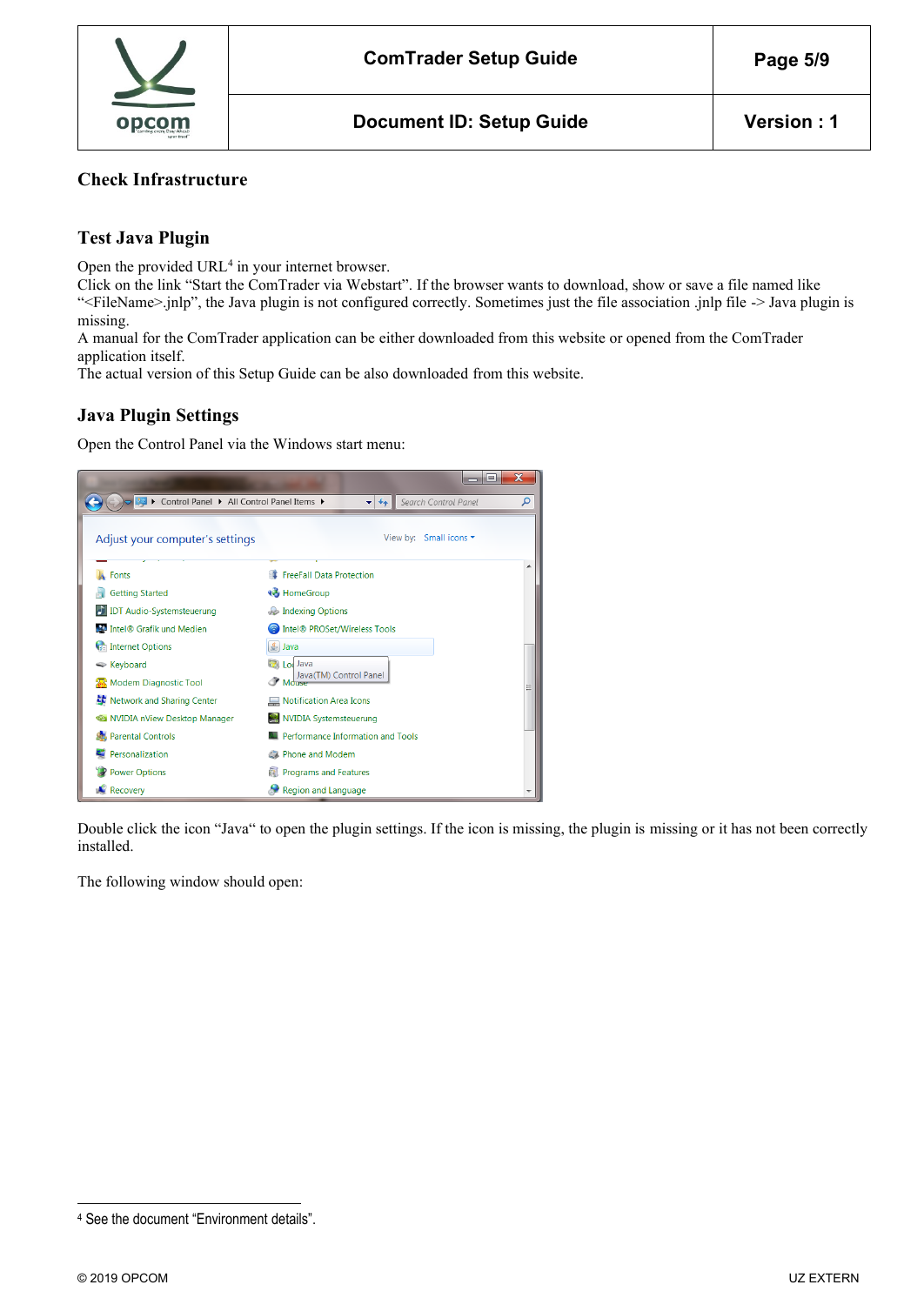## Check Infrastructure

### Test Java Plugin

Open the provided URL[4] in your internet browser.
Click on the link "Start the ComTrader via Webstart". If the browser wants to download, show or save a file named like "<FileName>.jnlp", the Java plugin is not configured correctly. Sometimes just the file association .jnlp file -> Java plugin is missing.
A manual for the ComTrader application can be either downloaded from this website or opened from the ComTrader application itself.
The actual version of this Setup Guide can be also downloaded from this website.

### Java Plugin Settings

Open the Control Panel via the Windows start menu:

Double click the icon "Java" to open the plugin settings. If the icon is missing, the plugin is missing or it has not been correctly installed.

The following window should open:

[4] See the document "Environment details".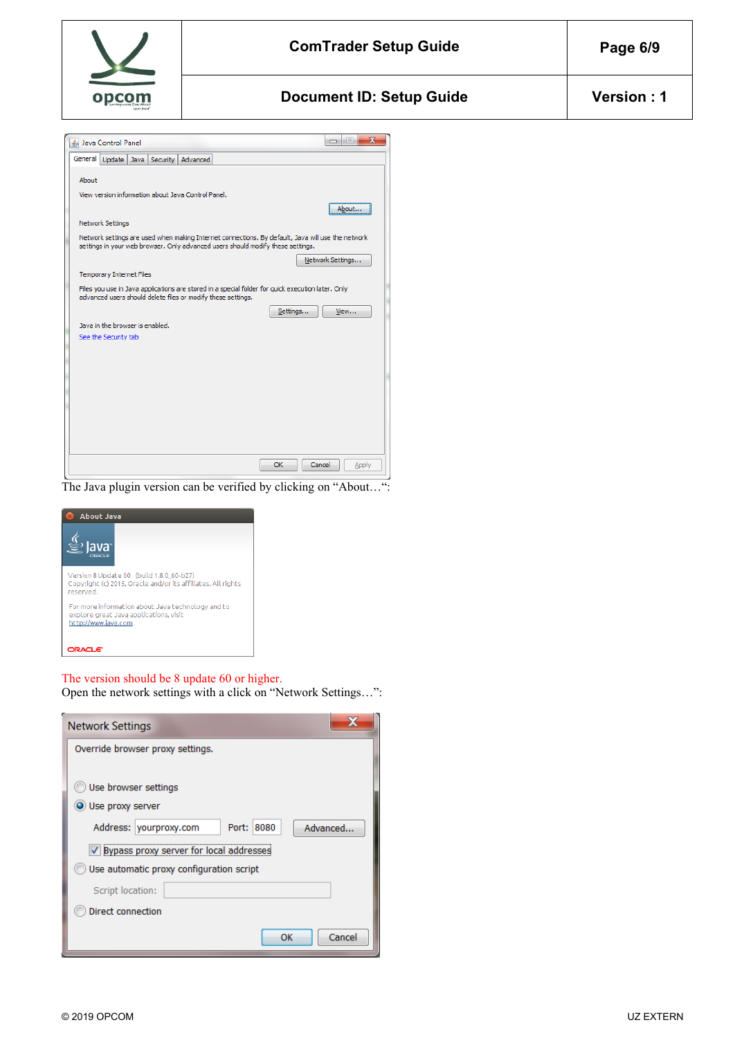The Java plugin version can be verified by clicking on “About…“:

The version should be 8 update 60 or higher.

Open the network settings with a click on “Network Settings…”: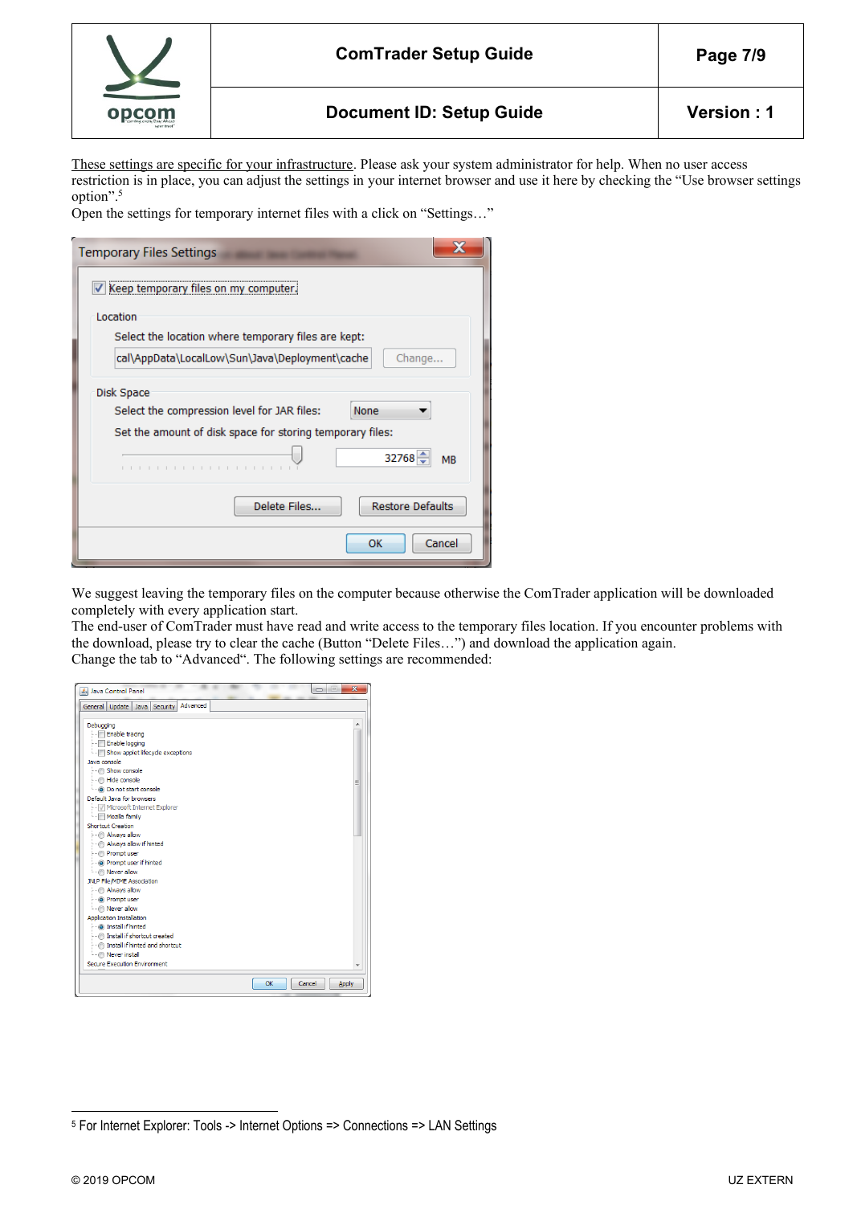These settings are specific for your infrastructure. Please ask your system administrator for help. When no user access restriction is in place, you can adjust the settings in your internet browser and use it here by checking the "Use browser settings option".[5]

Open the settings for temporary internet files with a click on "Settings…"

We suggest leaving the temporary files on the computer because otherwise the ComTrader application will be downloaded completely with every application start.

The end-user of ComTrader must have read and write access to the temporary files location. If you encounter problems with the download, please try to clear the cache (Button "Delete Files…") and download the application again.

Change the tab to "Advanced". The following settings are recommended:

[5] For Internet Explorer: Tools -> Internet Options => Connections => LAN Settings

© 2019 OPCOM UZ EXTERN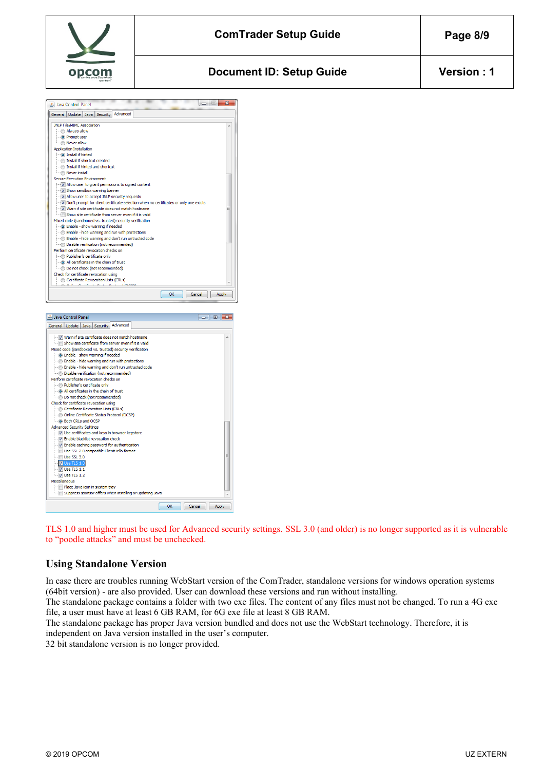TLS 1.0 and higher must be used for Advanced security settings. SSL 3.0 (and older) is no longer supported as it is vulnerable to “poodle attacks” and must be unchecked.

## Using Standalone Version

In case there are troubles running WebStart version of the ComTrader, standalone versions for windows operation systems (64bit version) - are also provided. User can download these versions and run without installing.
The standalone package contains a folder with two exe files. The content of any files must not be changed. To run a 4G exe file, a user must have at least 6 GB RAM, for 6G exe file at least 8 GB RAM.
The standalone package has proper Java version bundled and does not use the WebStart technology. Therefore, it is independent on Java version installed in the user’s computer.
32 bit standalone version is no longer provided.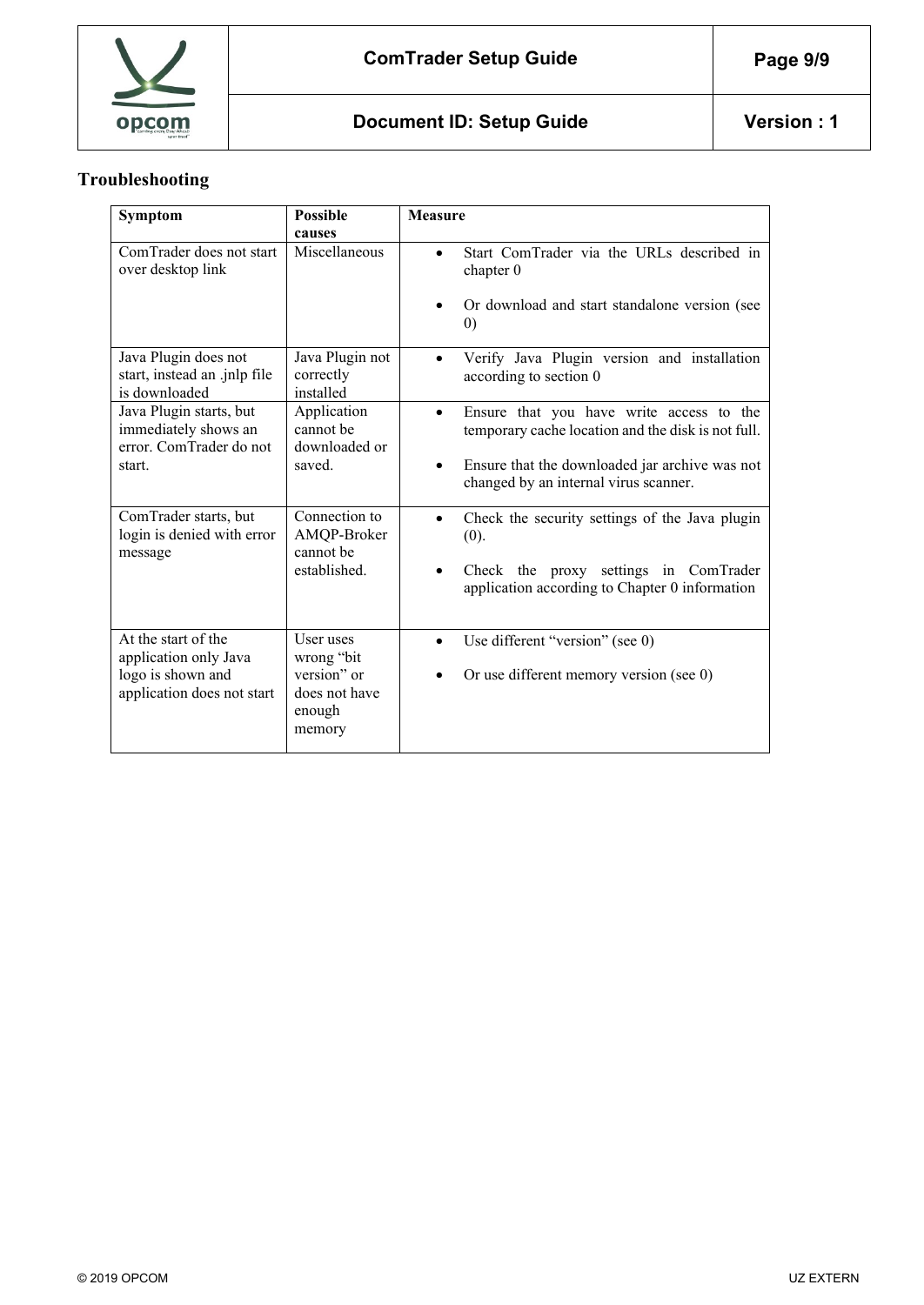## Troubleshooting

| Symptom | Possible causes | Measure |
|---|---|---|
| ComTrader does not start over desktop link | Miscellaneous | • Start ComTrader via the URLs described in chapter 0<br>• Or download and start standalone version (see 0) |
| Java Plugin does not start, instead an .jnlp file is downloaded | Java Plugin not correctly installed | • Verify Java Plugin version and installation according to section 0 |
| Java Plugin starts, but immediately shows an error. ComTrader do not start. | Application cannot be downloaded or saved. | • Ensure that you have write access to the temporary cache location and the disk is not full.<br>• Ensure that the downloaded jar archive was not changed by an internal virus scanner. |
| ComTrader starts, but login is denied with error message | Connection to AMQP-Broker cannot be established. | • Check the security settings of the Java plugin (0).<br>• Check the proxy settings in ComTrader application according to Chapter 0 information |
| At the start of the application only Java logo is shown and application does not start | User uses wrong "bit version" or does not have enough memory | • Use different "version" (see 0)<br>• Or use different memory version (see 0) |